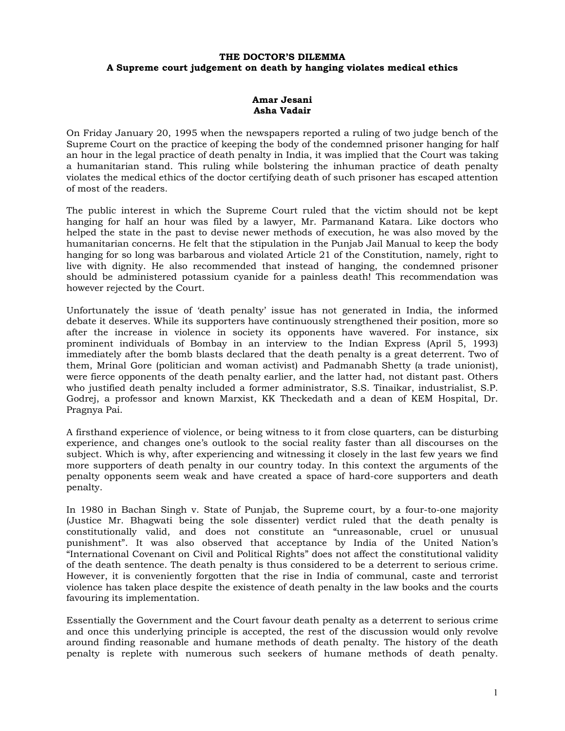**THE DOCTOR'S DILEMMA**
**A Supreme court judgement on death by hanging violates medical ethics**

**Amar Jesani**
**Asha Vadair**

On Friday January 20, 1995 when the newspapers reported a ruling of two judge bench of the Supreme Court on the practice of keeping the body of the condemned prisoner hanging for half an hour in the legal practice of death penalty in India, it was implied that the Court was taking a humanitarian stand. This ruling while bolstering the inhuman practice of death penalty violates the medical ethics of the doctor certifying death of such prisoner has escaped attention of most of the readers.

The public interest in which the Supreme Court ruled that the victim should not be kept hanging for half an hour was filed by a lawyer, Mr. Parmanand Katara. Like doctors who helped the state in the past to devise newer methods of execution, he was also moved by the humanitarian concerns. He felt that the stipulation in the Punjab Jail Manual to keep the body hanging for so long was barbarous and violated Article 21 of the Constitution, namely, right to live with dignity. He also recommended that instead of hanging, the condemned prisoner should be administered potassium cyanide for a painless death! This recommendation was however rejected by the Court.

Unfortunately the issue of 'death penalty' issue has not generated in India, the informed debate it deserves. While its supporters have continuously strengthened their position, more so after the increase in violence in society its opponents have wavered. For instance, six prominent individuals of Bombay in an interview to the Indian Express (April 5, 1993) immediately after the bomb blasts declared that the death penalty is a great deterrent. Two of them, Mrinal Gore (politician and woman activist) and Padmanabh Shetty (a trade unionist), were fierce opponents of the death penalty earlier, and the latter had, not distant past. Others who justified death penalty included a former administrator, S.S. Tinaikar, industrialist, S.P. Godrej, a professor and known Marxist, KK Theckedath and a dean of KEM Hospital, Dr. Pragnya Pai.

A firsthand experience of violence, or being witness to it from close quarters, can be disturbing experience, and changes one's outlook to the social reality faster than all discourses on the subject. Which is why, after experiencing and witnessing it closely in the last few years we find more supporters of death penalty in our country today. In this context the arguments of the penalty opponents seem weak and have created a space of hard-core supporters and death penalty.

In 1980 in Bachan Singh v. State of Punjab, the Supreme court, by a four-to-one majority (Justice Mr. Bhagwati being the sole dissenter) verdict ruled that the death penalty is constitutionally valid, and does not constitute an "unreasonable, cruel or unusual punishment". It was also observed that acceptance by India of the United Nation's "International Covenant on Civil and Political Rights" does not affect the constitutional validity of the death sentence. The death penalty is thus considered to be a deterrent to serious crime. However, it is conveniently forgotten that the rise in India of communal, caste and terrorist violence has taken place despite the existence of death penalty in the law books and the courts favouring its implementation.

Essentially the Government and the Court favour death penalty as a deterrent to serious crime and once this underlying principle is accepted, the rest of the discussion would only revolve around finding reasonable and humane methods of death penalty. The history of the death penalty is replete with numerous such seekers of humane methods of death penalty.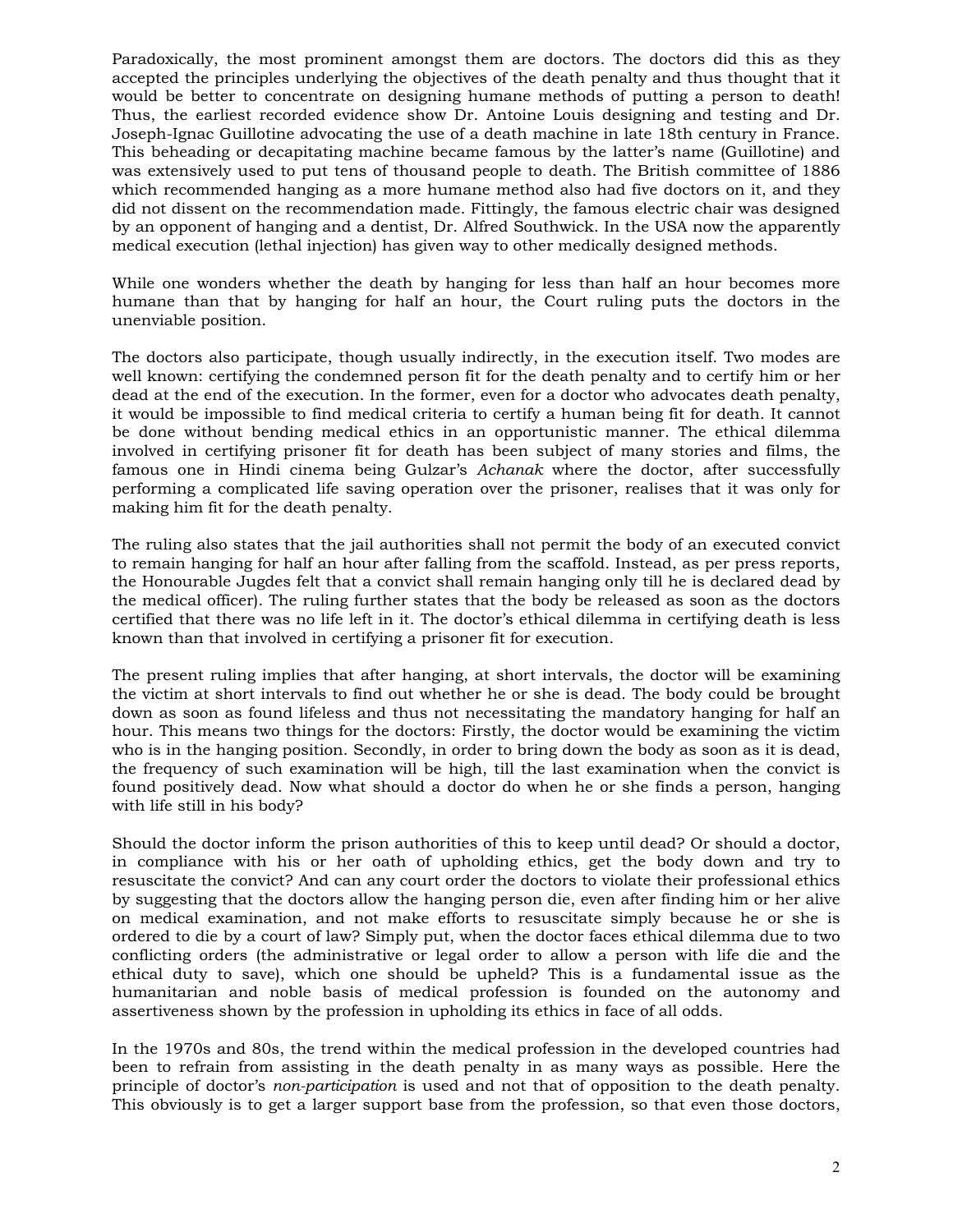Paradoxically, the most prominent amongst them are doctors. The doctors did this as they accepted the principles underlying the objectives of the death penalty and thus thought that it would be better to concentrate on designing humane methods of putting a person to death! Thus, the earliest recorded evidence show Dr. Antoine Louis designing and testing and Dr. Joseph-Ignac Guillotine advocating the use of a death machine in late 18th century in France. This beheading or decapitating machine became famous by the latter's name (Guillotine) and was extensively used to put tens of thousand people to death. The British committee of 1886 which recommended hanging as a more humane method also had five doctors on it, and they did not dissent on the recommendation made. Fittingly, the famous electric chair was designed by an opponent of hanging and a dentist, Dr. Alfred Southwick. In the USA now the apparently medical execution (lethal injection) has given way to other medically designed methods.

While one wonders whether the death by hanging for less than half an hour becomes more humane than that by hanging for half an hour, the Court ruling puts the doctors in the unenviable position.

The doctors also participate, though usually indirectly, in the execution itself. Two modes are well known: certifying the condemned person fit for the death penalty and to certify him or her dead at the end of the execution. In the former, even for a doctor who advocates death penalty, it would be impossible to find medical criteria to certify a human being fit for death. It cannot be done without bending medical ethics in an opportunistic manner. The ethical dilemma involved in certifying prisoner fit for death has been subject of many stories and films, the famous one in Hindi cinema being Gulzar's *Achanak* where the doctor, after successfully performing a complicated life saving operation over the prisoner, realises that it was only for making him fit for the death penalty.

The ruling also states that the jail authorities shall not permit the body of an executed convict to remain hanging for half an hour after falling from the scaffold. Instead, as per press reports, the Honourable Jugdes felt that a convict shall remain hanging only till he is declared dead by the medical officer). The ruling further states that the body be released as soon as the doctors certified that there was no life left in it. The doctor's ethical dilemma in certifying death is less known than that involved in certifying a prisoner fit for execution.

The present ruling implies that after hanging, at short intervals, the doctor will be examining the victim at short intervals to find out whether he or she is dead. The body could be brought down as soon as found lifeless and thus not necessitating the mandatory hanging for half an hour. This means two things for the doctors: Firstly, the doctor would be examining the victim who is in the hanging position. Secondly, in order to bring down the body as soon as it is dead, the frequency of such examination will be high, till the last examination when the convict is found positively dead. Now what should a doctor do when he or she finds a person, hanging with life still in his body?

Should the doctor inform the prison authorities of this to keep until dead? Or should a doctor, in compliance with his or her oath of upholding ethics, get the body down and try to resuscitate the convict? And can any court order the doctors to violate their professional ethics by suggesting that the doctors allow the hanging person die, even after finding him or her alive on medical examination, and not make efforts to resuscitate simply because he or she is ordered to die by a court of law? Simply put, when the doctor faces ethical dilemma due to two conflicting orders (the administrative or legal order to allow a person with life die and the ethical duty to save), which one should be upheld? This is a fundamental issue as the humanitarian and noble basis of medical profession is founded on the autonomy and assertiveness shown by the profession in upholding its ethics in face of all odds.

In the 1970s and 80s, the trend within the medical profession in the developed countries had been to refrain from assisting in the death penalty in as many ways as possible. Here the principle of doctor's *non-participation* is used and not that of opposition to the death penalty. This obviously is to get a larger support base from the profession, so that even those doctors,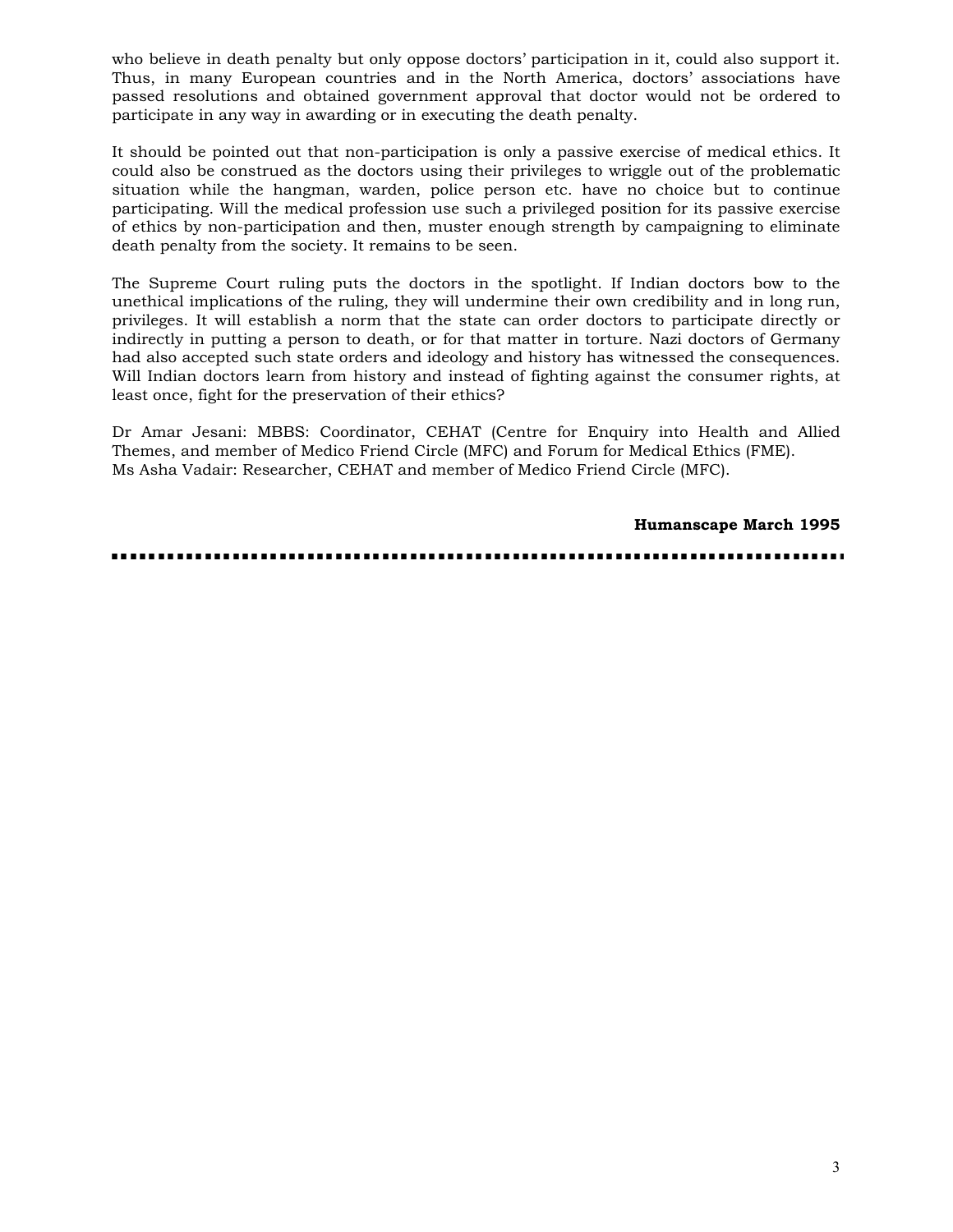who believe in death penalty but only oppose doctors' participation in it, could also support it. Thus, in many European countries and in the North America, doctors' associations have passed resolutions and obtained government approval that doctor would not be ordered to participate in any way in awarding or in executing the death penalty.

It should be pointed out that non-participation is only a passive exercise of medical ethics. It could also be construed as the doctors using their privileges to wriggle out of the problematic situation while the hangman, warden, police person etc. have no choice but to continue participating. Will the medical profession use such a privileged position for its passive exercise of ethics by non-participation and then, muster enough strength by campaigning to eliminate death penalty from the society. It remains to be seen.

The Supreme Court ruling puts the doctors in the spotlight. If Indian doctors bow to the unethical implications of the ruling, they will undermine their own credibility and in long run, privileges. It will establish a norm that the state can order doctors to participate directly or indirectly in putting a person to death, or for that matter in torture. Nazi doctors of Germany had also accepted such state orders and ideology and history has witnessed the consequences. Will Indian doctors learn from history and instead of fighting against the consumer rights, at least once, fight for the preservation of their ethics?

Dr Amar Jesani: MBBS: Coordinator, CEHAT (Centre for Enquiry into Health and Allied Themes, and member of Medico Friend Circle (MFC) and Forum for Medical Ethics (FME).
Ms Asha Vadair: Researcher, CEHAT and member of Medico Friend Circle (MFC).

**Humanscape March 1995**